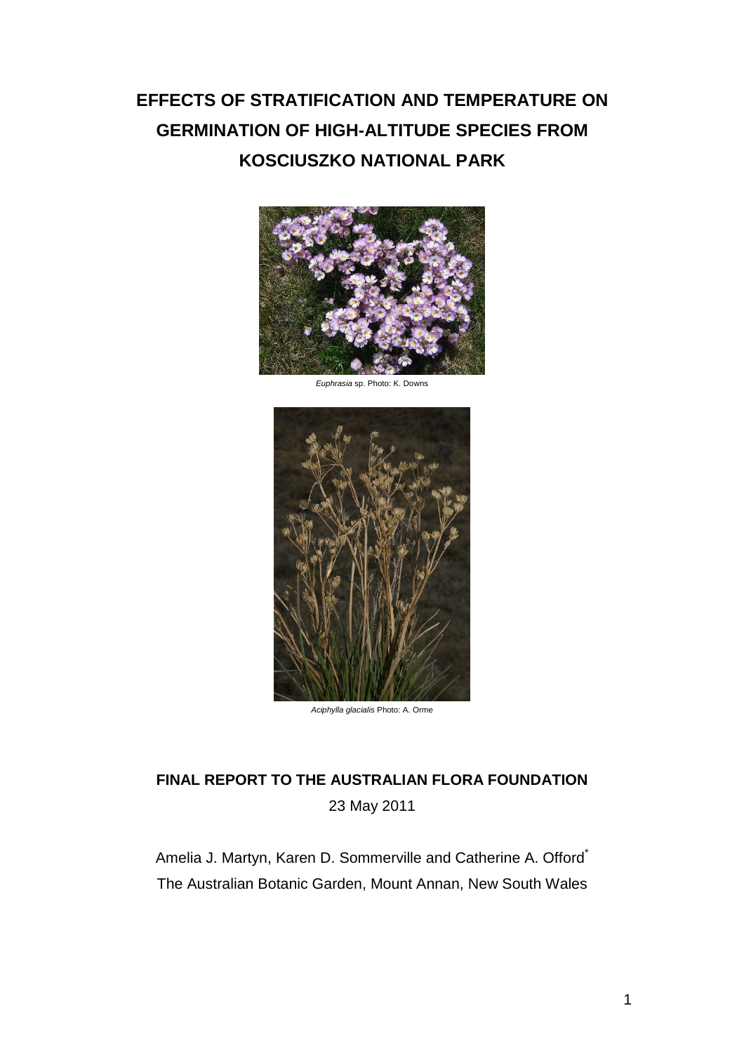# EFFECTS OF STRATIFICATION AND TEMPERATURE ON GERMINATION OF HIGH-ALTITUDE SPECIES FROM KOSCIUSZKO NATIONAL PARK

*Euphrasia* sp. Photo: K. Downs

*Aciphylla glacialis* Photo: A. Orme

**FINAL REPORT TO THE AUSTRALIAN FLORA FOUNDATION**

23 May 2011

Amelia J. Martyn, Karen D. Sommerville and Catherine A. Offord*

The Australian Botanic Garden, Mount Annan, New South Wales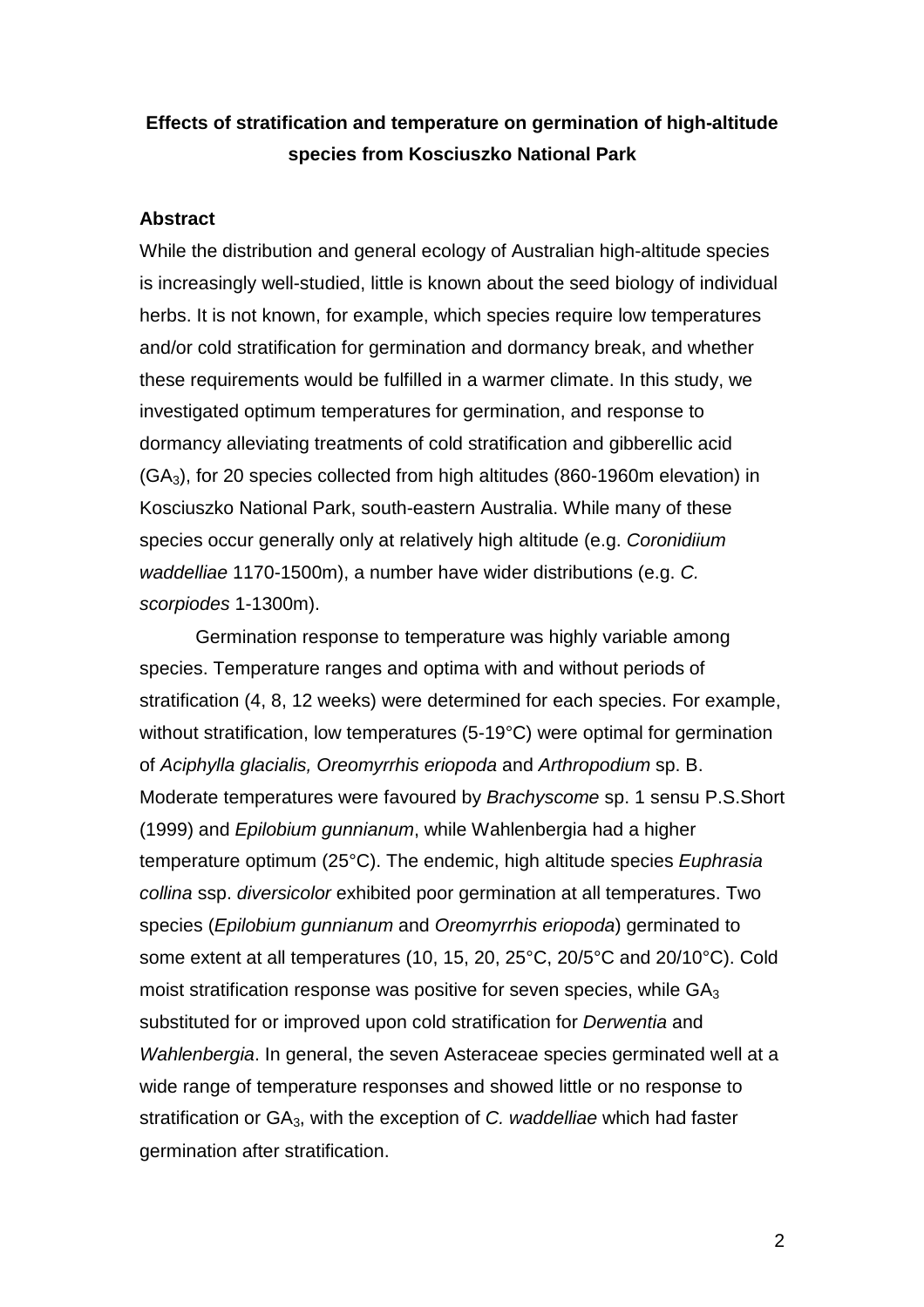**Effects of stratification and temperature on germination of high-altitude species from Kosciuszko National Park**

**Abstract**

While the distribution and general ecology of Australian high-altitude species is increasingly well-studied, little is known about the seed biology of individual herbs. It is not known, for example, which species require low temperatures and/or cold stratification for germination and dormancy break, and whether these requirements would be fulfilled in a warmer climate. In this study, we investigated optimum temperatures for germination, and response to dormancy alleviating treatments of cold stratification and gibberellic acid ($GA_3$), for 20 species collected from high altitudes (860-1960m elevation) in Kosciuszko National Park, south-eastern Australia. While many of these species occur generally only at relatively high altitude (e.g. *Coronidiium waddelliae* 1170-1500m), a number have wider distributions (e.g. *C. scorpiodes* 1-1300m).

Germination response to temperature was highly variable among species. Temperature ranges and optima with and without periods of stratification (4, 8, 12 weeks) were determined for each species. For example, without stratification, low temperatures (5-19°C) were optimal for germination of *Aciphylla glacialis, Oreomyrrhis eriopoda* and *Arthropodium* sp. B. Moderate temperatures were favoured by *Brachyscome* sp. 1 sensu P.S.Short (1999) and *Epilobium gunnianum*, while Wahlenbergia had a higher temperature optimum (25°C). The endemic, high altitude species *Euphrasia collina* ssp. *diversicolor* exhibited poor germination at all temperatures. Two species (*Epilobium gunnianum* and *Oreomyrrhis eriopoda*) germinated to some extent at all temperatures (10, 15, 20, 25°C, 20/5°C and 20/10°C). Cold moist stratification response was positive for seven species, while $GA_3$ substituted for or improved upon cold stratification for *Derwentia* and *Wahlenbergia*. In general, the seven Asteraceae species germinated well at a wide range of temperature responses and showed little or no response to stratification or $GA_3$, with the exception of *C. waddelliae* which had faster germination after stratification.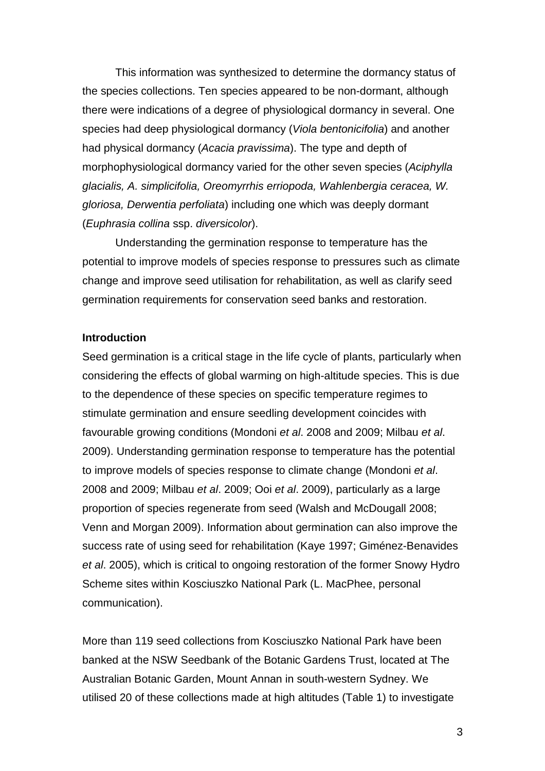This information was synthesized to determine the dormancy status of the species collections. Ten species appeared to be non-dormant, although there were indications of a degree of physiological dormancy in several. One species had deep physiological dormancy (*Viola bentonicifolia*) and another had physical dormancy (*Acacia pravissima*). The type and depth of morphophysiological dormancy varied for the other seven species (*Aciphylla glacialis, A. simplicifolia, Oreomyrrhis erriopoda, Wahlenbergia ceracea, W. gloriosa, Derwentia perfoliata*) including one which was deeply dormant (*Euphrasia collina* ssp. *diversicolor*).

Understanding the germination response to temperature has the potential to improve models of species response to pressures such as climate change and improve seed utilisation for rehabilitation, as well as clarify seed germination requirements for conservation seed banks and restoration.

**Introduction**

Seed germination is a critical stage in the life cycle of plants, particularly when considering the effects of global warming on high-altitude species. This is due to the dependence of these species on specific temperature regimes to stimulate germination and ensure seedling development coincides with favourable growing conditions (Mondoni *et al*. 2008 and 2009; Milbau *et al*. 2009). Understanding germination response to temperature has the potential to improve models of species response to climate change (Mondoni *et al*. 2008 and 2009; Milbau *et al*. 2009; Ooi *et al*. 2009), particularly as a large proportion of species regenerate from seed (Walsh and McDougall 2008; Venn and Morgan 2009). Information about germination can also improve the success rate of using seed for rehabilitation (Kaye 1997; Giménez-Benavides *et al*. 2005), which is critical to ongoing restoration of the former Snowy Hydro Scheme sites within Kosciuszko National Park (L. MacPhee, personal communication).

More than 119 seed collections from Kosciuszko National Park have been banked at the NSW Seedbank of the Botanic Gardens Trust, located at The Australian Botanic Garden, Mount Annan in south-western Sydney. We utilised 20 of these collections made at high altitudes (Table 1) to investigate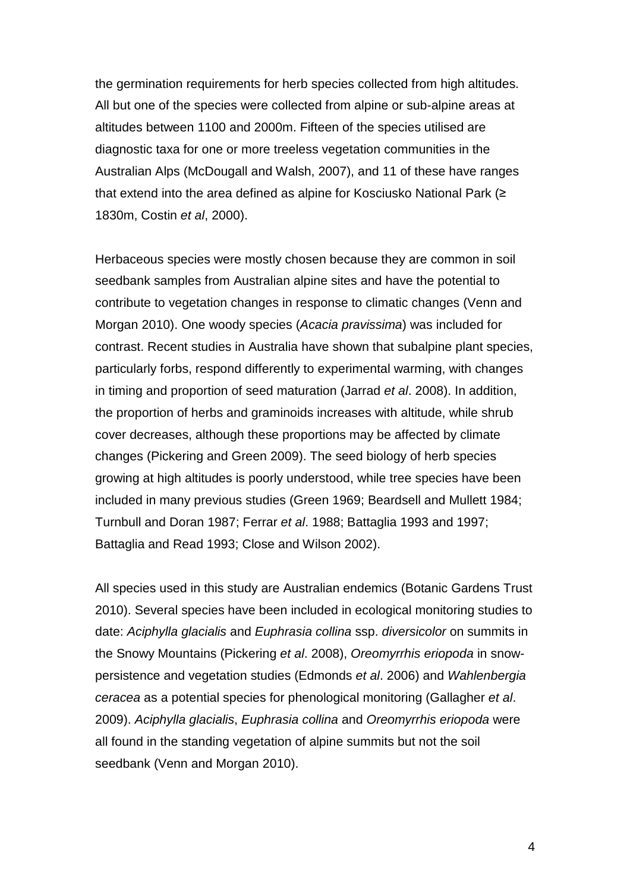the germination requirements for herb species collected from high altitudes. All but one of the species were collected from alpine or sub-alpine areas at altitudes between 1100 and 2000m. Fifteen of the species utilised are diagnostic taxa for one or more treeless vegetation communities in the Australian Alps (McDougall and Walsh, 2007), and 11 of these have ranges that extend into the area defined as alpine for Kosciusko National Park (≥ 1830m, Costin *et al*, 2000).

Herbaceous species were mostly chosen because they are common in soil seedbank samples from Australian alpine sites and have the potential to contribute to vegetation changes in response to climatic changes (Venn and Morgan 2010). One woody species (*Acacia pravissima*) was included for contrast. Recent studies in Australia have shown that subalpine plant species, particularly forbs, respond differently to experimental warming, with changes in timing and proportion of seed maturation (Jarrad *et al*. 2008). In addition, the proportion of herbs and graminoids increases with altitude, while shrub cover decreases, although these proportions may be affected by climate changes (Pickering and Green 2009). The seed biology of herb species growing at high altitudes is poorly understood, while tree species have been included in many previous studies (Green 1969; Beardsell and Mullett 1984; Turnbull and Doran 1987; Ferrar *et al*. 1988; Battaglia 1993 and 1997; Battaglia and Read 1993; Close and Wilson 2002).

All species used in this study are Australian endemics (Botanic Gardens Trust 2010). Several species have been included in ecological monitoring studies to date: *Aciphylla glacialis* and *Euphrasia collina* ssp. *diversicolor* on summits in the Snowy Mountains (Pickering *et al*. 2008), *Oreomyrrhis eriopoda* in snow-persistence and vegetation studies (Edmonds *et al*. 2006) and *Wahlenbergia ceracea* as a potential species for phenological monitoring (Gallagher *et al*. 2009). *Aciphylla glacialis*, *Euphrasia collina* and *Oreomyrrhis eriopoda* were all found in the standing vegetation of alpine summits but not the soil seedbank (Venn and Morgan 2010).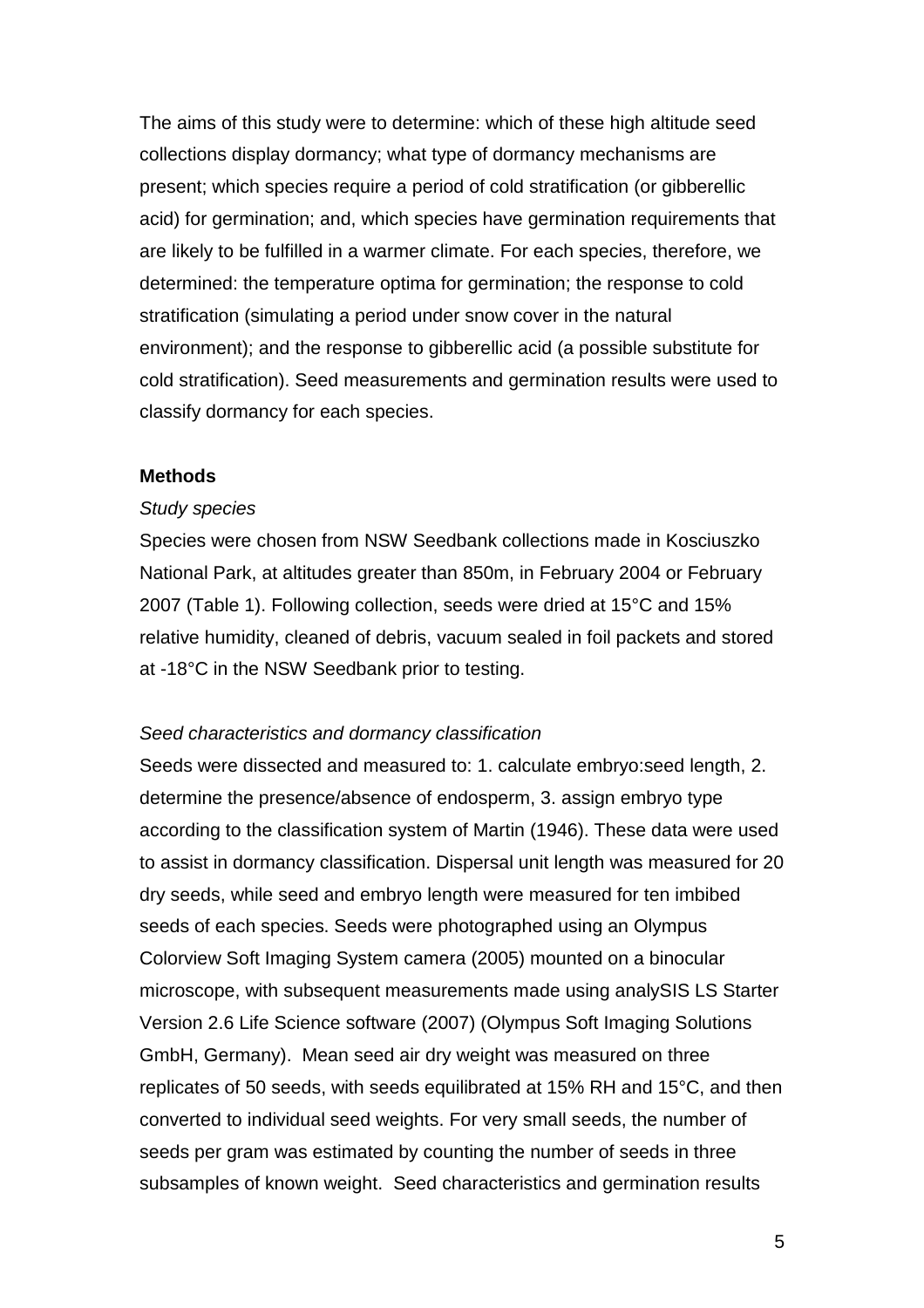The aims of this study were to determine: which of these high altitude seed collections display dormancy; what type of dormancy mechanisms are present; which species require a period of cold stratification (or gibberellic acid) for germination; and, which species have germination requirements that are likely to be fulfilled in a warmer climate. For each species, therefore, we determined: the temperature optima for germination; the response to cold stratification (simulating a period under snow cover in the natural environment); and the response to gibberellic acid (a possible substitute for cold stratification). Seed measurements and germination results were used to classify dormancy for each species.

## Methods

### *Study species*

Species were chosen from NSW Seedbank collections made in Kosciuszko National Park, at altitudes greater than 850m, in February 2004 or February 2007 (Table 1). Following collection, seeds were dried at 15°C and 15% relative humidity, cleaned of debris, vacuum sealed in foil packets and stored at -18°C in the NSW Seedbank prior to testing.

### *Seed characteristics and dormancy classification*

Seeds were dissected and measured to: 1. calculate embryo:seed length, 2. determine the presence/absence of endosperm, 3. assign embryo type according to the classification system of Martin (1946). These data were used to assist in dormancy classification. Dispersal unit length was measured for 20 dry seeds, while seed and embryo length were measured for ten imbibed seeds of each species. Seeds were photographed using an Olympus Colorview Soft Imaging System camera (2005) mounted on a binocular microscope, with subsequent measurements made using analySIS LS Starter Version 2.6 Life Science software (2007) (Olympus Soft Imaging Solutions GmbH, Germany). Mean seed air dry weight was measured on three replicates of 50 seeds, with seeds equilibrated at 15% RH and 15°C, and then converted to individual seed weights. For very small seeds, the number of seeds per gram was estimated by counting the number of seeds in three subsamples of known weight. Seed characteristics and germination results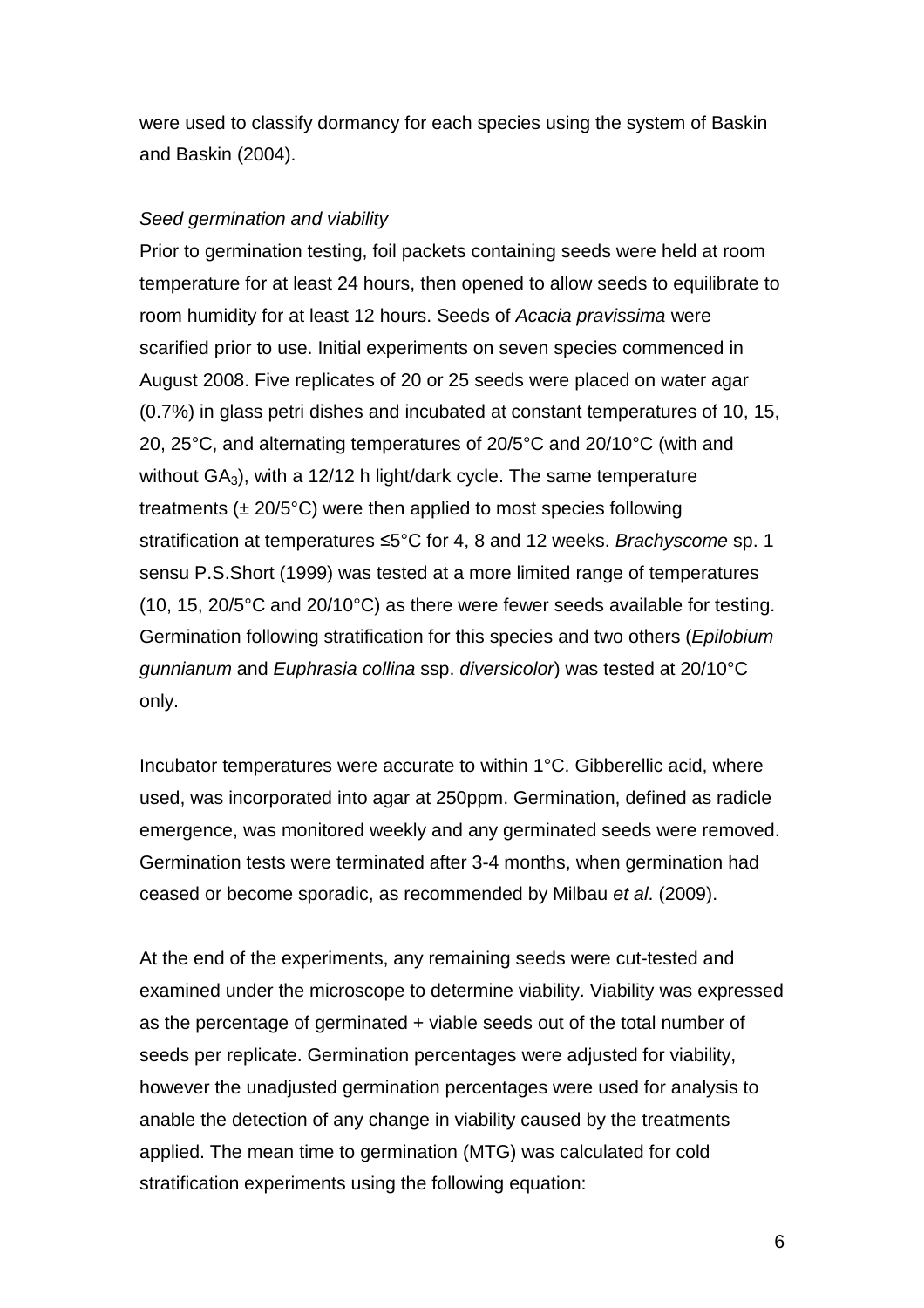were used to classify dormancy for each species using the system of Baskin and Baskin (2004).

*Seed germination and viability*

Prior to germination testing, foil packets containing seeds were held at room temperature for at least 24 hours, then opened to allow seeds to equilibrate to room humidity for at least 12 hours. Seeds of *Acacia pravissima* were scarified prior to use. Initial experiments on seven species commenced in August 2008. Five replicates of 20 or 25 seeds were placed on water agar (0.7%) in glass petri dishes and incubated at constant temperatures of 10, 15, 20, 25°C, and alternating temperatures of 20/5°C and 20/10°C (with and without $GA_3$), with a 12/12 h light/dark cycle. The same temperature treatments (± 20/5°C) were then applied to most species following stratification at temperatures ≤5°C for 4, 8 and 12 weeks. *Brachyscome* sp. 1 sensu P.S.Short (1999) was tested at a more limited range of temperatures (10, 15, 20/5°C and 20/10°C) as there were fewer seeds available for testing. Germination following stratification for this species and two others (*Epilobium gunnianum* and *Euphrasia collina* ssp. *diversicolor*) was tested at 20/10°C only.

Incubator temperatures were accurate to within 1°C. Gibberellic acid, where used, was incorporated into agar at 250ppm. Germination, defined as radicle emergence, was monitored weekly and any germinated seeds were removed. Germination tests were terminated after 3-4 months, when germination had ceased or become sporadic, as recommended by Milbau *et al*. (2009).

At the end of the experiments, any remaining seeds were cut-tested and examined under the microscope to determine viability. Viability was expressed as the percentage of germinated + viable seeds out of the total number of seeds per replicate. Germination percentages were adjusted for viability, however the unadjusted germination percentages were used for analysis to anable the detection of any change in viability caused by the treatments applied. The mean time to germination (MTG) was calculated for cold stratification experiments using the following equation: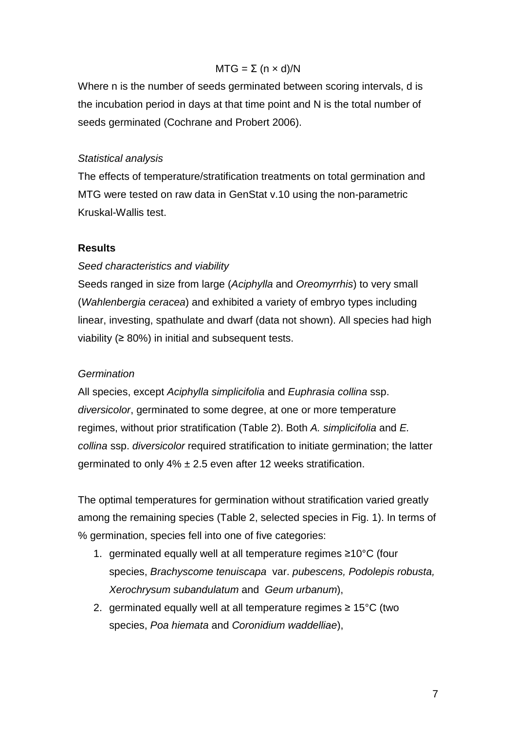$$MTG = \Sigma (n \times d)/N$$

Where n is the number of seeds germinated between scoring intervals, d is the incubation period in days at that time point and N is the total number of seeds germinated (Cochrane and Probert 2006).

*Statistical analysis*

The effects of temperature/stratification treatments on total germination and MTG were tested on raw data in GenStat v.10 using the non-parametric Kruskal-Wallis test.

**Results**

*Seed characteristics and viability*

Seeds ranged in size from large (*Aciphylla* and *Oreomyrrhis*) to very small (*Wahlenbergia ceracea*) and exhibited a variety of embryo types including linear, investing, spathulate and dwarf (data not shown). All species had high viability (≥ 80%) in initial and subsequent tests.

*Germination*

All species, except *Aciphylla simplicifolia* and *Euphrasia collina* ssp. *diversicolor*, germinated to some degree, at one or more temperature regimes, without prior stratification (Table 2). Both *A. simplicifolia* and *E. collina* ssp. *diversicolor* required stratification to initiate germination; the latter germinated to only 4% ± 2.5 even after 12 weeks stratification.

The optimal temperatures for germination without stratification varied greatly among the remaining species (Table 2, selected species in Fig. 1). In terms of % germination, species fell into one of five categories:

1. germinated equally well at all temperature regimes ≥10°C (four species, *Brachyscome tenuiscapa* var. *pubescens, Podolepis robusta, Xerochrysum subandulatum* and *Geum urbanum*),
2. germinated equally well at all temperature regimes ≥ 15°C (two species, *Poa hiemata* and *Coronidium waddelliae*),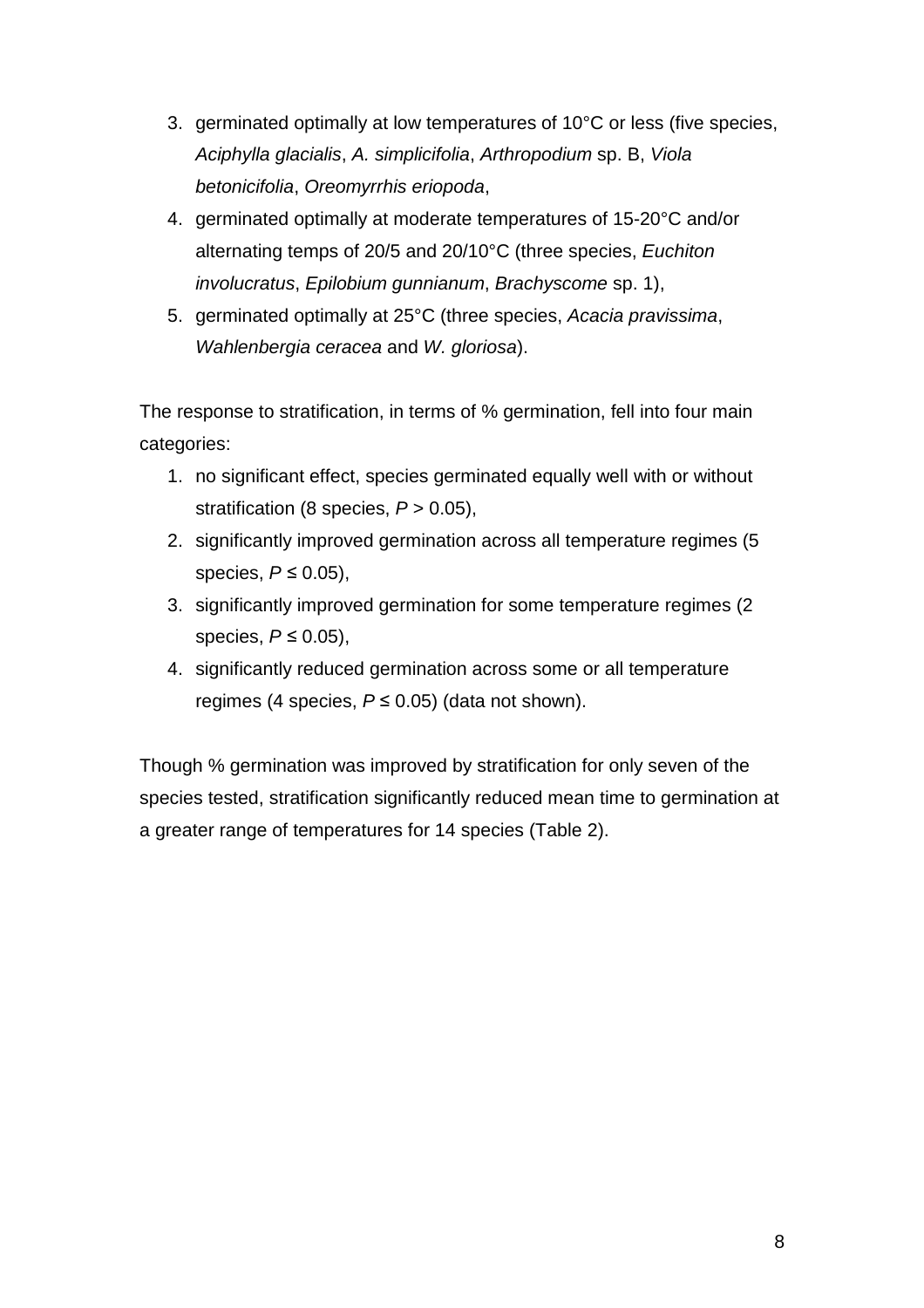3. germinated optimally at low temperatures of 10°C or less (five species, *Aciphylla glacialis*, *A. simplicifolia*, *Arthropodium* sp. B, *Viola betonicifolia*, *Oreomyrrhis eriopoda*,
4. germinated optimally at moderate temperatures of 15-20°C and/or alternating temps of 20/5 and 20/10°C (three species, *Euchiton involucratus*, *Epilobium gunnianum*, *Brachyscome* sp. 1),
5. germinated optimally at 25°C (three species, *Acacia pravissima*, *Wahlenbergia ceracea* and *W. gloriosa*).

The response to stratification, in terms of % germination, fell into four main categories:

1. no significant effect, species germinated equally well with or without stratification (8 species, $P > 0.05$),
2. significantly improved germination across all temperature regimes (5 species, $P \leq 0.05$),
3. significantly improved germination for some temperature regimes (2 species, $P \leq 0.05$),
4. significantly reduced germination across some or all temperature regimes (4 species, $P \leq 0.05$) (data not shown).

Though % germination was improved by stratification for only seven of the species tested, stratification significantly reduced mean time to germination at a greater range of temperatures for 14 species (Table 2).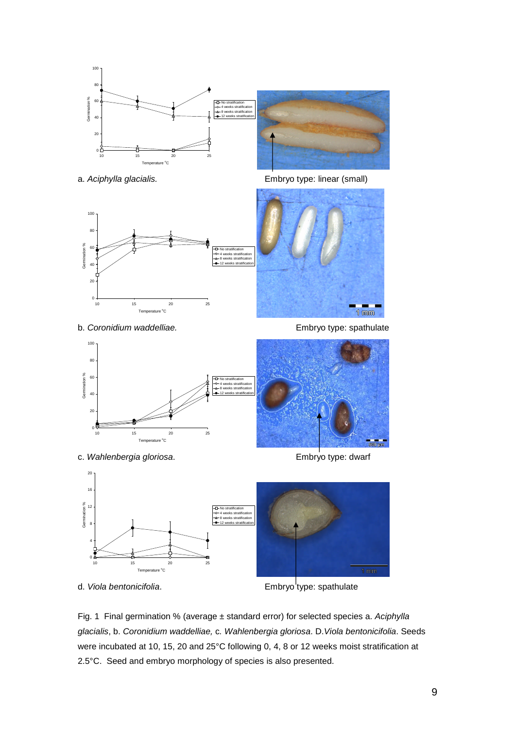a. *Aciphylla glacialis.*

Embryo type: linear (small)

b. *Coronidium waddelliae.*

Embryo type: spathulate

c. *Wahlenbergia gloriosa*.

Embryo type: dwarf

d. *Viola bentonicifolia*.

Embryo type: spathulate

Fig. 1 Final germination % (average ± standard error) for selected species a. *Aciphylla glacialis*, b. *Coronidium waddelliae,* c. *Wahlenbergia gloriosa*. D.*Viola bentonicifolia*. Seeds were incubated at 10, 15, 20 and 25°C following 0, 4, 8 or 12 weeks moist stratification at 2.5°C. Seed and embryo morphology of species is also presented.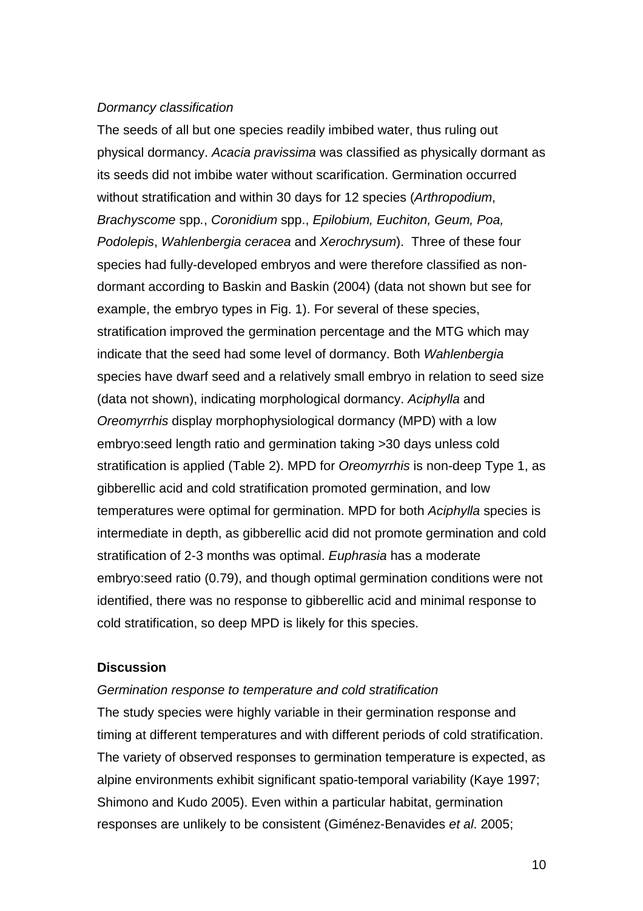*Dormancy classification*

The seeds of all but one species readily imbibed water, thus ruling out physical dormancy. *Acacia pravissima* was classified as physically dormant as its seeds did not imbibe water without scarification. Germination occurred without stratification and within 30 days for 12 species (*Arthropodium*, *Brachyscome* spp., *Coronidium* spp., *Epilobium, Euchiton, Geum, Poa, Podolepis*, *Wahlenbergia ceracea* and *Xerochrysum*). Three of these four species had fully-developed embryos and were therefore classified as non-dormant according to Baskin and Baskin (2004) (data not shown but see for example, the embryo types in Fig. 1). For several of these species, stratification improved the germination percentage and the MTG which may indicate that the seed had some level of dormancy. Both *Wahlenbergia* species have dwarf seed and a relatively small embryo in relation to seed size (data not shown), indicating morphological dormancy. *Aciphylla* and *Oreomyrrhis* display morphophysiological dormancy (MPD) with a low embryo:seed length ratio and germination taking >30 days unless cold stratification is applied (Table 2). MPD for *Oreomyrrhis* is non-deep Type 1, as gibberellic acid and cold stratification promoted germination, and low temperatures were optimal for germination. MPD for both *Aciphylla* species is intermediate in depth, as gibberellic acid did not promote germination and cold stratification of 2-3 months was optimal. *Euphrasia* has a moderate embryo:seed ratio (0.79), and though optimal germination conditions were not identified, there was no response to gibberellic acid and minimal response to cold stratification, so deep MPD is likely for this species.

## Discussion

*Germination response to temperature and cold stratification*

The study species were highly variable in their germination response and timing at different temperatures and with different periods of cold stratification. The variety of observed responses to germination temperature is expected, as alpine environments exhibit significant spatio-temporal variability (Kaye 1997; Shimono and Kudo 2005). Even within a particular habitat, germination responses are unlikely to be consistent (Giménez-Benavides *et al*. 2005;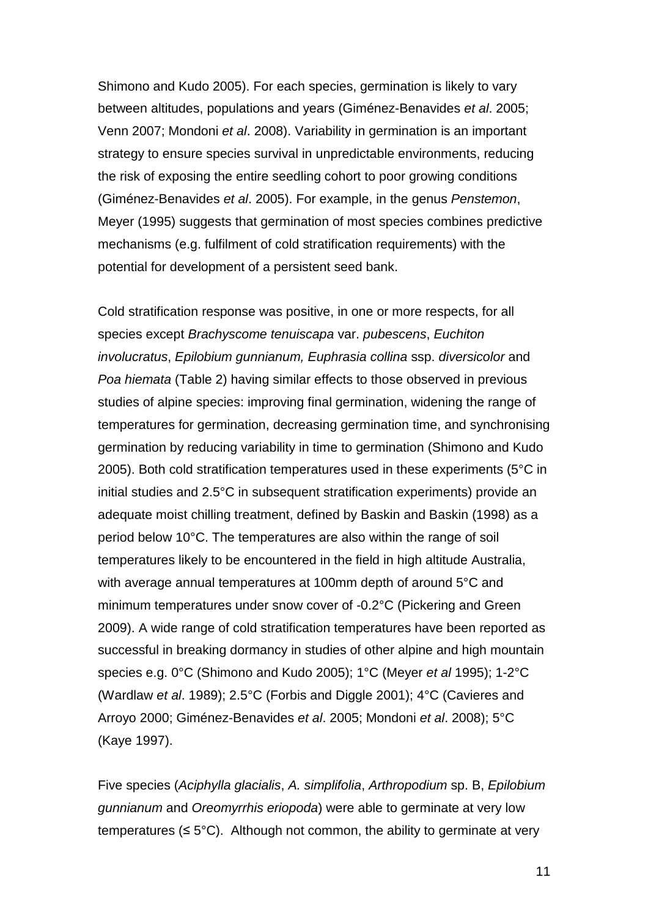Shimono and Kudo 2005). For each species, germination is likely to vary between altitudes, populations and years (Giménez-Benavides *et al*. 2005; Venn 2007; Mondoni *et al*. 2008). Variability in germination is an important strategy to ensure species survival in unpredictable environments, reducing the risk of exposing the entire seedling cohort to poor growing conditions (Giménez-Benavides *et al*. 2005). For example, in the genus *Penstemon*, Meyer (1995) suggests that germination of most species combines predictive mechanisms (e.g. fulfilment of cold stratification requirements) with the potential for development of a persistent seed bank.

Cold stratification response was positive, in one or more respects, for all species except *Brachyscome tenuiscapa* var. *pubescens*, *Euchiton involucratus*, *Epilobium gunnianum, Euphrasia collina* ssp. *diversicolor* and *Poa hiemata* (Table 2) having similar effects to those observed in previous studies of alpine species: improving final germination, widening the range of temperatures for germination, decreasing germination time, and synchronising germination by reducing variability in time to germination (Shimono and Kudo 2005). Both cold stratification temperatures used in these experiments (5°C in initial studies and 2.5°C in subsequent stratification experiments) provide an adequate moist chilling treatment, defined by Baskin and Baskin (1998) as a period below 10°C. The temperatures are also within the range of soil temperatures likely to be encountered in the field in high altitude Australia, with average annual temperatures at 100mm depth of around 5°C and minimum temperatures under snow cover of -0.2°C (Pickering and Green 2009). A wide range of cold stratification temperatures have been reported as successful in breaking dormancy in studies of other alpine and high mountain species e.g. 0°C (Shimono and Kudo 2005); 1°C (Meyer *et al* 1995); 1-2°C (Wardlaw *et al*. 1989); 2.5°C (Forbis and Diggle 2001); 4°C (Cavieres and Arroyo 2000; Giménez-Benavides *et al*. 2005; Mondoni *et al*. 2008); 5°C (Kaye 1997).

Five species (*Aciphylla glacialis*, *A. simplifolia*, *Arthropodium* sp. B, *Epilobium gunnianum* and *Oreomyrrhis eriopoda*) were able to germinate at very low temperatures (≤ 5°C). Although not common, the ability to germinate at very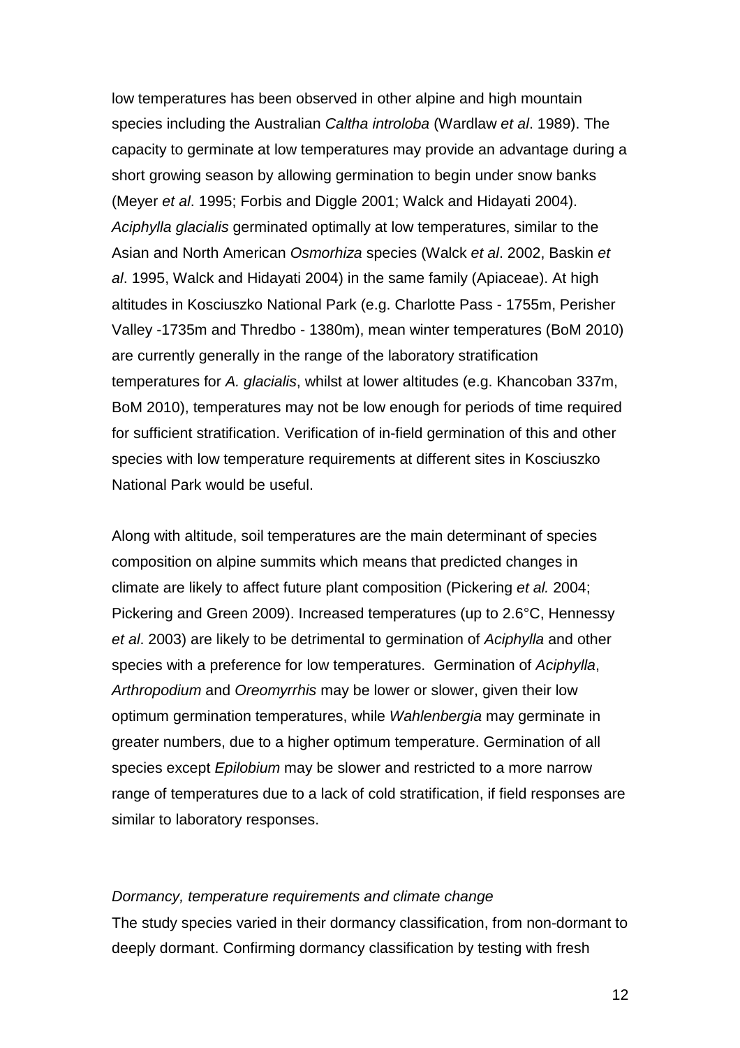low temperatures has been observed in other alpine and high mountain species including the Australian *Caltha introloba* (Wardlaw *et al*. 1989). The capacity to germinate at low temperatures may provide an advantage during a short growing season by allowing germination to begin under snow banks (Meyer *et al*. 1995; Forbis and Diggle 2001; Walck and Hidayati 2004). *Aciphylla glacialis* germinated optimally at low temperatures, similar to the Asian and North American *Osmorhiza* species (Walck *et al*. 2002, Baskin *et al*. 1995, Walck and Hidayati 2004) in the same family (Apiaceae). At high altitudes in Kosciuszko National Park (e.g. Charlotte Pass - 1755m, Perisher Valley -1735m and Thredbo - 1380m), mean winter temperatures (BoM 2010) are currently generally in the range of the laboratory stratification temperatures for *A. glacialis*, whilst at lower altitudes (e.g. Khancoban 337m, BoM 2010), temperatures may not be low enough for periods of time required for sufficient stratification. Verification of in-field germination of this and other species with low temperature requirements at different sites in Kosciuszko National Park would be useful.

Along with altitude, soil temperatures are the main determinant of species composition on alpine summits which means that predicted changes in climate are likely to affect future plant composition (Pickering *et al.* 2004; Pickering and Green 2009). Increased temperatures (up to 2.6°C, Hennessy *et al*. 2003) are likely to be detrimental to germination of *Aciphylla* and other species with a preference for low temperatures. Germination of *Aciphylla*, *Arthropodium* and *Oreomyrrhis* may be lower or slower, given their low optimum germination temperatures, while *Wahlenbergia* may germinate in greater numbers, due to a higher optimum temperature. Germination of all species except *Epilobium* may be slower and restricted to a more narrow range of temperatures due to a lack of cold stratification, if field responses are similar to laboratory responses.

### *Dormancy, temperature requirements and climate change*

The study species varied in their dormancy classification, from non-dormant to deeply dormant. Confirming dormancy classification by testing with fresh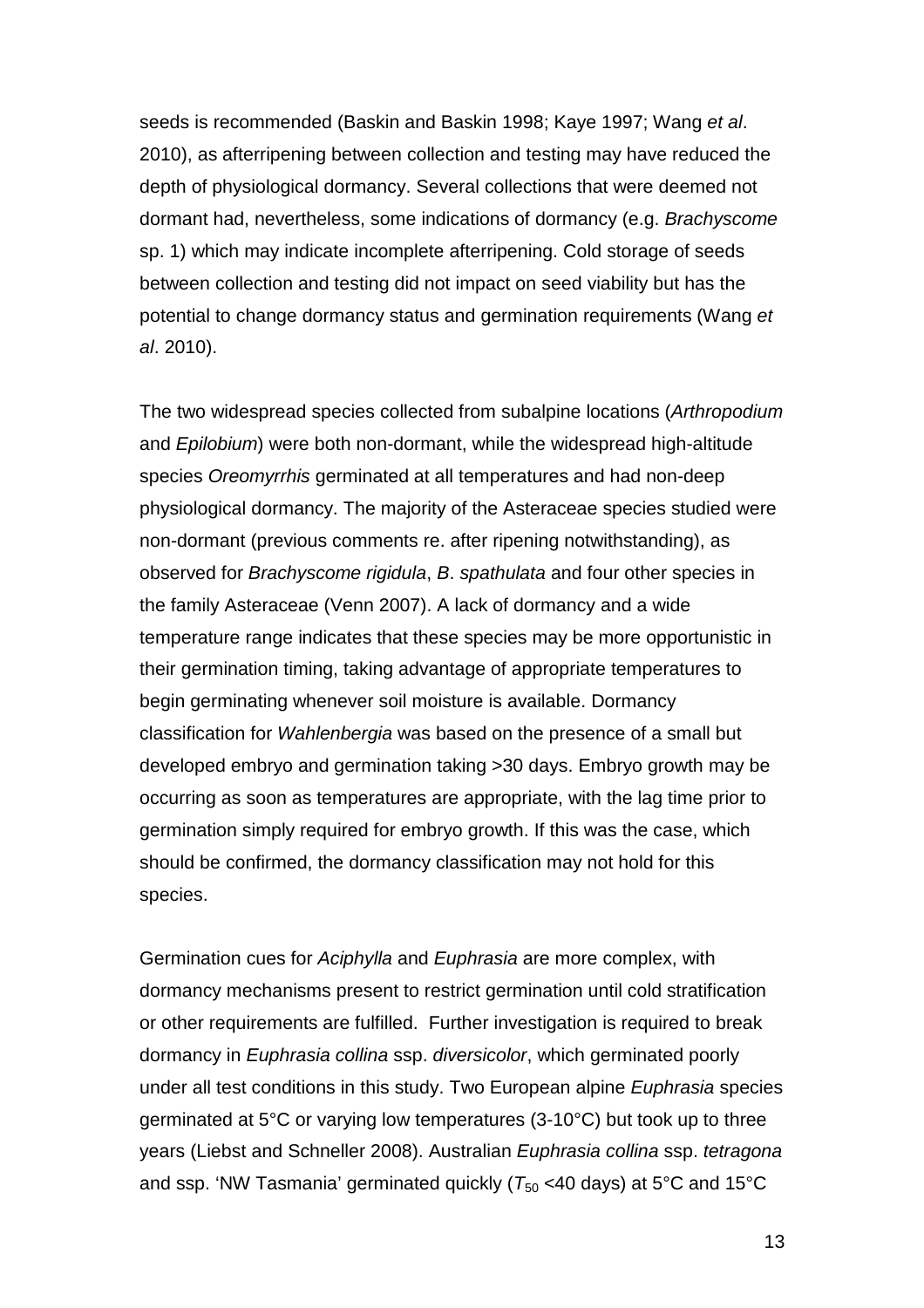seeds is recommended (Baskin and Baskin 1998; Kaye 1997; Wang *et al*. 2010), as afterripening between collection and testing may have reduced the depth of physiological dormancy. Several collections that were deemed not dormant had, nevertheless, some indications of dormancy (e.g. *Brachyscome* sp. 1) which may indicate incomplete afterripening. Cold storage of seeds between collection and testing did not impact on seed viability but has the potential to change dormancy status and germination requirements (Wang *et al*. 2010).

The two widespread species collected from subalpine locations (*Arthropodium* and *Epilobium*) were both non-dormant, while the widespread high-altitude species *Oreomyrrhis* germinated at all temperatures and had non-deep physiological dormancy. The majority of the Asteraceae species studied were non-dormant (previous comments re. after ripening notwithstanding), as observed for *Brachyscome rigidula*, *B*. *spathulata* and four other species in the family Asteraceae (Venn 2007). A lack of dormancy and a wide temperature range indicates that these species may be more opportunistic in their germination timing, taking advantage of appropriate temperatures to begin germinating whenever soil moisture is available. Dormancy classification for *Wahlenbergia* was based on the presence of a small but developed embryo and germination taking >30 days. Embryo growth may be occurring as soon as temperatures are appropriate, with the lag time prior to germination simply required for embryo growth. If this was the case, which should be confirmed, the dormancy classification may not hold for this species.

Germination cues for *Aciphylla* and *Euphrasia* are more complex, with dormancy mechanisms present to restrict germination until cold stratification or other requirements are fulfilled. Further investigation is required to break dormancy in *Euphrasia collina* ssp. *diversicolor*, which germinated poorly under all test conditions in this study. Two European alpine *Euphrasia* species germinated at 5°C or varying low temperatures (3-10°C) but took up to three years (Liebst and Schneller 2008). Australian *Euphrasia collina* ssp. *tetragona* and ssp. 'NW Tasmania' germinated quickly ($T_{50}$ <40 days) at 5°C and 15°C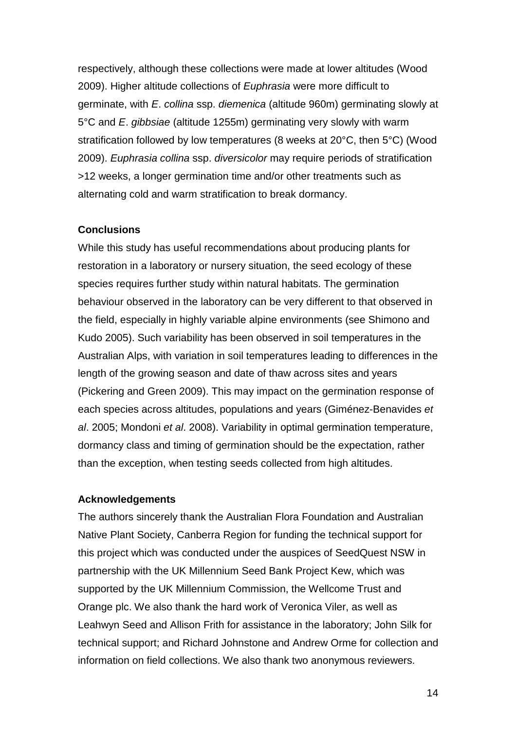respectively, although these collections were made at lower altitudes (Wood 2009). Higher altitude collections of *Euphrasia* were more difficult to germinate, with *E*. *collina* ssp. *diemenica* (altitude 960m) germinating slowly at 5°C and *E*. *gibbsiae* (altitude 1255m) germinating very slowly with warm stratification followed by low temperatures (8 weeks at 20°C, then 5°C) (Wood 2009). *Euphrasia collina* ssp. *diversicolor* may require periods of stratification >12 weeks, a longer germination time and/or other treatments such as alternating cold and warm stratification to break dormancy.

**Conclusions**

While this study has useful recommendations about producing plants for restoration in a laboratory or nursery situation, the seed ecology of these species requires further study within natural habitats. The germination behaviour observed in the laboratory can be very different to that observed in the field, especially in highly variable alpine environments (see Shimono and Kudo 2005). Such variability has been observed in soil temperatures in the Australian Alps, with variation in soil temperatures leading to differences in the length of the growing season and date of thaw across sites and years (Pickering and Green 2009). This may impact on the germination response of each species across altitudes, populations and years (Giménez-Benavides *et al*. 2005; Mondoni *et al*. 2008). Variability in optimal germination temperature, dormancy class and timing of germination should be the expectation, rather than the exception, when testing seeds collected from high altitudes.

**Acknowledgements**

The authors sincerely thank the Australian Flora Foundation and Australian Native Plant Society, Canberra Region for funding the technical support for this project which was conducted under the auspices of SeedQuest NSW in partnership with the UK Millennium Seed Bank Project Kew, which was supported by the UK Millennium Commission, the Wellcome Trust and Orange plc. We also thank the hard work of Veronica Viler, as well as Leahwyn Seed and Allison Frith for assistance in the laboratory; John Silk for technical support; and Richard Johnstone and Andrew Orme for collection and information on field collections. We also thank two anonymous reviewers.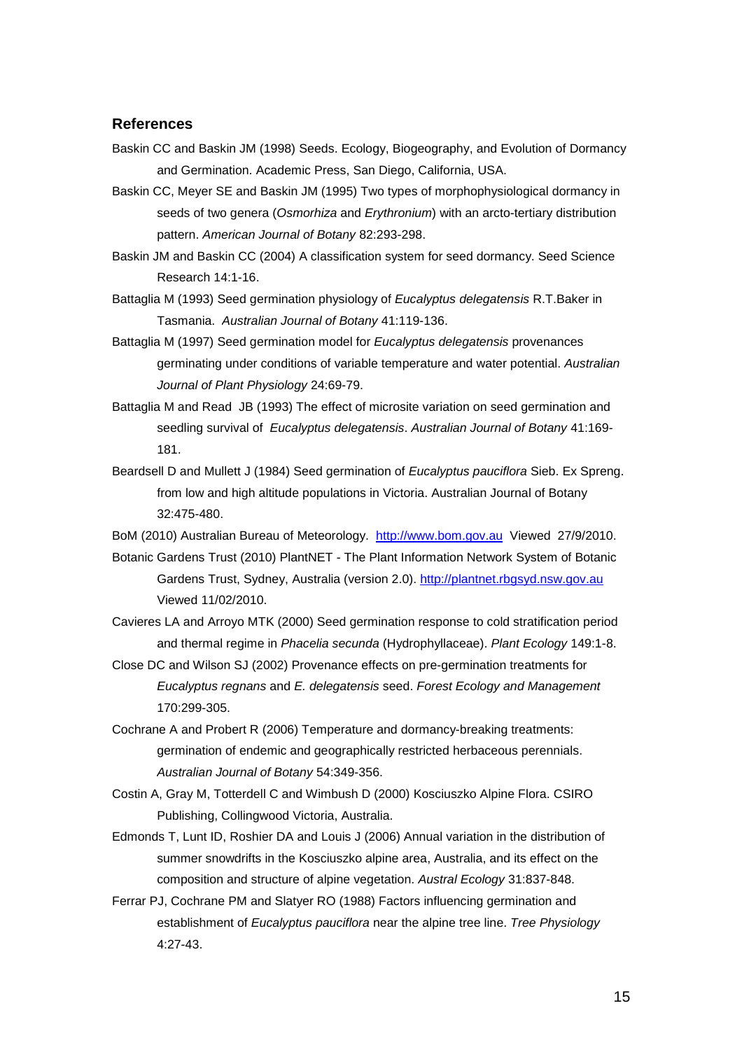## References

Baskin CC and Baskin JM (1998) Seeds. Ecology, Biogeography, and Evolution of Dormancy and Germination. Academic Press, San Diego, California, USA.

Baskin CC, Meyer SE and Baskin JM (1995) Two types of morphophysiological dormancy in seeds of two genera (*Osmorhiza* and *Erythronium*) with an arcto-tertiary distribution pattern. *American Journal of Botany* 82:293-298.

Baskin JM and Baskin CC (2004) A classification system for seed dormancy. Seed Science Research 14:1-16.

Battaglia M (1993) Seed germination physiology of *Eucalyptus delegatensis* R.T.Baker in Tasmania. *Australian Journal of Botany* 41:119-136.

Battaglia M (1997) Seed germination model for *Eucalyptus delegatensis* provenances germinating under conditions of variable temperature and water potential. *Australian Journal of Plant Physiology* 24:69-79.

Battaglia M and Read JB (1993) The effect of microsite variation on seed germination and seedling survival of *Eucalyptus delegatensis*. *Australian Journal of Botany* 41:169-181.

Beardsell D and Mullett J (1984) Seed germination of *Eucalyptus pauciflora* Sieb. Ex Spreng. from low and high altitude populations in Victoria. Australian Journal of Botany 32:475-480.

BoM (2010) Australian Bureau of Meteorology. http://www.bom.gov.au Viewed 27/9/2010.

Botanic Gardens Trust (2010) PlantNET - The Plant Information Network System of Botanic Gardens Trust, Sydney, Australia (version 2.0). http://plantnet.rbgsyd.nsw.gov.au Viewed 11/02/2010.

Cavieres LA and Arroyo MTK (2000) Seed germination response to cold stratification period and thermal regime in *Phacelia secunda* (Hydrophyllaceae). *Plant Ecology* 149:1-8.

Close DC and Wilson SJ (2002) Provenance effects on pre-germination treatments for *Eucalyptus regnans* and *E. delegatensis* seed. *Forest Ecology and Management* 170:299-305.

Cochrane A and Probert R (2006) Temperature and dormancy-breaking treatments: germination of endemic and geographically restricted herbaceous perennials. *Australian Journal of Botany* 54:349-356.

Costin A, Gray M, Totterdell C and Wimbush D (2000) Kosciuszko Alpine Flora. CSIRO Publishing, Collingwood Victoria, Australia.

Edmonds T, Lunt ID, Roshier DA and Louis J (2006) Annual variation in the distribution of summer snowdrifts in the Kosciuszko alpine area, Australia, and its effect on the composition and structure of alpine vegetation. *Austral Ecology* 31:837-848.

Ferrar PJ, Cochrane PM and Slatyer RO (1988) Factors influencing germination and establishment of *Eucalyptus pauciflora* near the alpine tree line. *Tree Physiology* 4:27-43.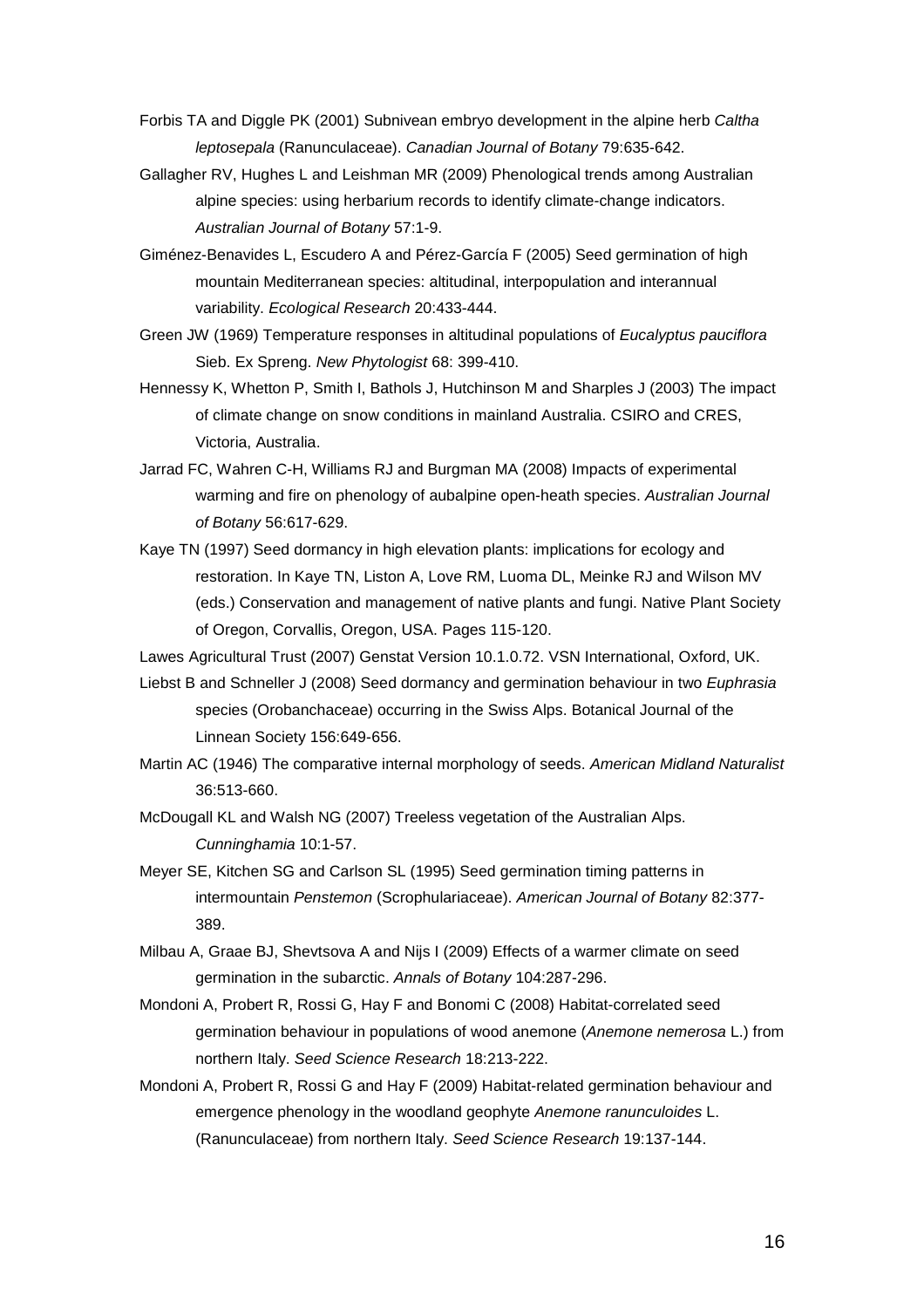Forbis TA and Diggle PK (2001) Subnivean embryo development in the alpine herb *Caltha leptosepala* (Ranunculaceae). *Canadian Journal of Botany* 79:635-642.

Gallagher RV, Hughes L and Leishman MR (2009) Phenological trends among Australian alpine species: using herbarium records to identify climate-change indicators. *Australian Journal of Botany* 57:1-9.

Giménez-Benavides L, Escudero A and Pérez-García F (2005) Seed germination of high mountain Mediterranean species: altitudinal, interpopulation and interannual variability. *Ecological Research* 20:433-444.

Green JW (1969) Temperature responses in altitudinal populations of *Eucalyptus pauciflora* Sieb. Ex Spreng. *New Phytologist* 68: 399-410.

Hennessy K, Whetton P, Smith I, Bathols J, Hutchinson M and Sharples J (2003) The impact of climate change on snow conditions in mainland Australia. CSIRO and CRES, Victoria, Australia.

Jarrad FC, Wahren C-H, Williams RJ and Burgman MA (2008) Impacts of experimental warming and fire on phenology of aubalpine open-heath species. *Australian Journal of Botany* 56:617-629.

Kaye TN (1997) Seed dormancy in high elevation plants: implications for ecology and restoration. In Kaye TN, Liston A, Love RM, Luoma DL, Meinke RJ and Wilson MV (eds.) Conservation and management of native plants and fungi. Native Plant Society of Oregon, Corvallis, Oregon, USA. Pages 115-120.

Lawes Agricultural Trust (2007) Genstat Version 10.1.0.72. VSN International, Oxford, UK.

Liebst B and Schneller J (2008) Seed dormancy and germination behaviour in two *Euphrasia* species (Orobanchaceae) occurring in the Swiss Alps. Botanical Journal of the Linnean Society 156:649-656.

Martin AC (1946) The comparative internal morphology of seeds. *American Midland Naturalist* 36:513-660.

McDougall KL and Walsh NG (2007) Treeless vegetation of the Australian Alps. *Cunninghamia* 10:1-57.

Meyer SE, Kitchen SG and Carlson SL (1995) Seed germination timing patterns in intermountain *Penstemon* (Scrophulariaceae). *American Journal of Botany* 82:377-389.

Milbau A, Graae BJ, Shevtsova A and Nijs I (2009) Effects of a warmer climate on seed germination in the subarctic. *Annals of Botany* 104:287-296.

Mondoni A, Probert R, Rossi G, Hay F and Bonomi C (2008) Habitat-correlated seed germination behaviour in populations of wood anemone (*Anemone nemerosa* L.) from northern Italy. *Seed Science Research* 18:213-222.

Mondoni A, Probert R, Rossi G and Hay F (2009) Habitat-related germination behaviour and emergence phenology in the woodland geophyte *Anemone ranunculoides* L. (Ranunculaceae) from northern Italy. *Seed Science Research* 19:137-144.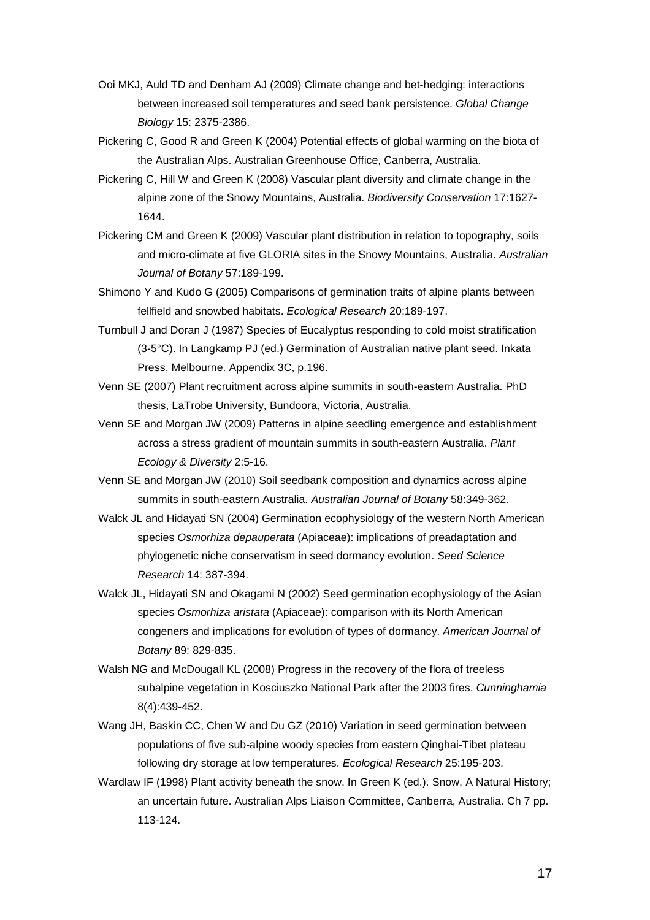Ooi MKJ, Auld TD and Denham AJ (2009) Climate change and bet-hedging: interactions between increased soil temperatures and seed bank persistence. *Global Change Biology* 15: 2375-2386.

Pickering C, Good R and Green K (2004) Potential effects of global warming on the biota of the Australian Alps. Australian Greenhouse Office, Canberra, Australia.

Pickering C, Hill W and Green K (2008) Vascular plant diversity and climate change in the alpine zone of the Snowy Mountains, Australia. *Biodiversity Conservation* 17:1627-1644.

Pickering CM and Green K (2009) Vascular plant distribution in relation to topography, soils and micro-climate at five GLORIA sites in the Snowy Mountains, Australia. *Australian Journal of Botany* 57:189-199.

Shimono Y and Kudo G (2005) Comparisons of germination traits of alpine plants between fellfield and snowbed habitats. *Ecological Research* 20:189-197.

Turnbull J and Doran J (1987) Species of Eucalyptus responding to cold moist stratification (3-5°C). In Langkamp PJ (ed.) Germination of Australian native plant seed. Inkata Press, Melbourne. Appendix 3C, p.196.

Venn SE (2007) Plant recruitment across alpine summits in south-eastern Australia. PhD thesis, LaTrobe University, Bundoora, Victoria, Australia.

Venn SE and Morgan JW (2009) Patterns in alpine seedling emergence and establishment across a stress gradient of mountain summits in south-eastern Australia. *Plant Ecology & Diversity* 2:5-16.

Venn SE and Morgan JW (2010) Soil seedbank composition and dynamics across alpine summits in south-eastern Australia. *Australian Journal of Botany* 58:349-362.

Walck JL and Hidayati SN (2004) Germination ecophysiology of the western North American species *Osmorhiza depauperata* (Apiaceae): implications of preadaptation and phylogenetic niche conservatism in seed dormancy evolution. *Seed Science Research* 14: 387-394.

Walck JL, Hidayati SN and Okagami N (2002) Seed germination ecophysiology of the Asian species *Osmorhiza aristata* (Apiaceae): comparison with its North American congeners and implications for evolution of types of dormancy. *American Journal of Botany* 89: 829-835.

Walsh NG and McDougall KL (2008) Progress in the recovery of the flora of treeless subalpine vegetation in Kosciuszko National Park after the 2003 fires. *Cunninghamia* 8(4):439-452.

Wang JH, Baskin CC, Chen W and Du GZ (2010) Variation in seed germination between populations of five sub-alpine woody species from eastern Qinghai-Tibet plateau following dry storage at low temperatures. *Ecological Research* 25:195-203.

Wardlaw IF (1998) Plant activity beneath the snow. In Green K (ed.). Snow, A Natural History; an uncertain future. Australian Alps Liaison Committee, Canberra, Australia. Ch 7 pp. 113-124.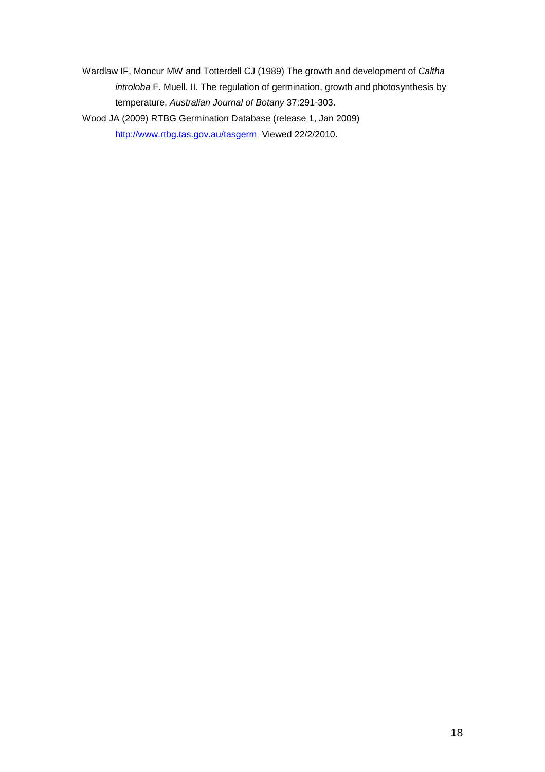Wardlaw IF, Moncur MW and Totterdell CJ (1989) The growth and development of *Caltha introloba* F. Muell. II. The regulation of germination, growth and photosynthesis by temperature. *Australian Journal of Botany* 37:291-303.

Wood JA (2009) RTBG Germination Database (release 1, Jan 2009) http://www.rtbg.tas.gov.au/tasgerm Viewed 22/2/2010.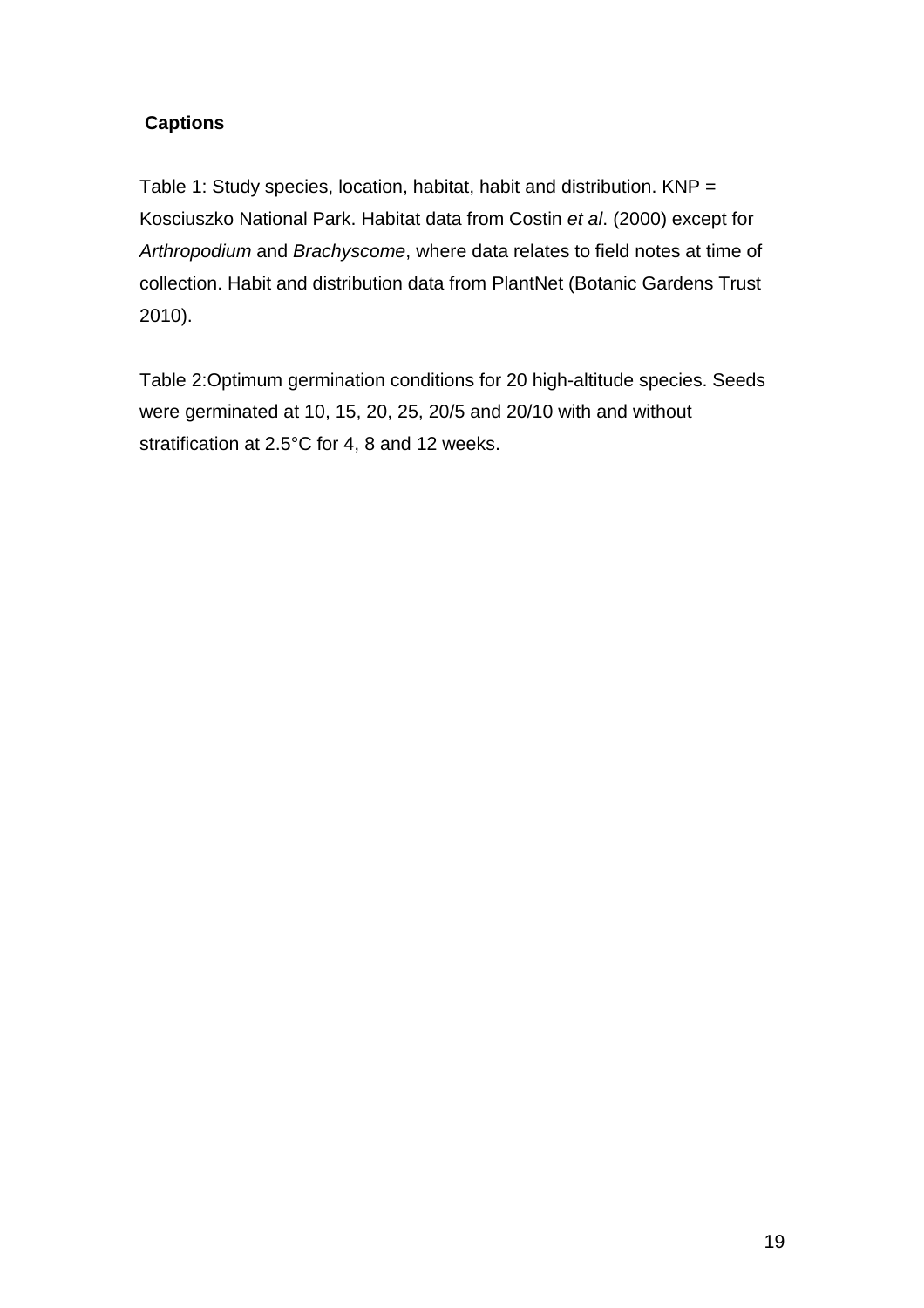**Captions**

Table 1: Study species, location, habitat, habit and distribution. KNP = Kosciuszko National Park. Habitat data from Costin *et al*. (2000) except for *Arthropodium* and *Brachyscome*, where data relates to field notes at time of collection. Habit and distribution data from PlantNet (Botanic Gardens Trust 2010).

Table 2:Optimum germination conditions for 20 high-altitude species. Seeds were germinated at 10, 15, 20, 25, 20/5 and 20/10 with and without stratification at 2.5°C for 4, 8 and 12 weeks.